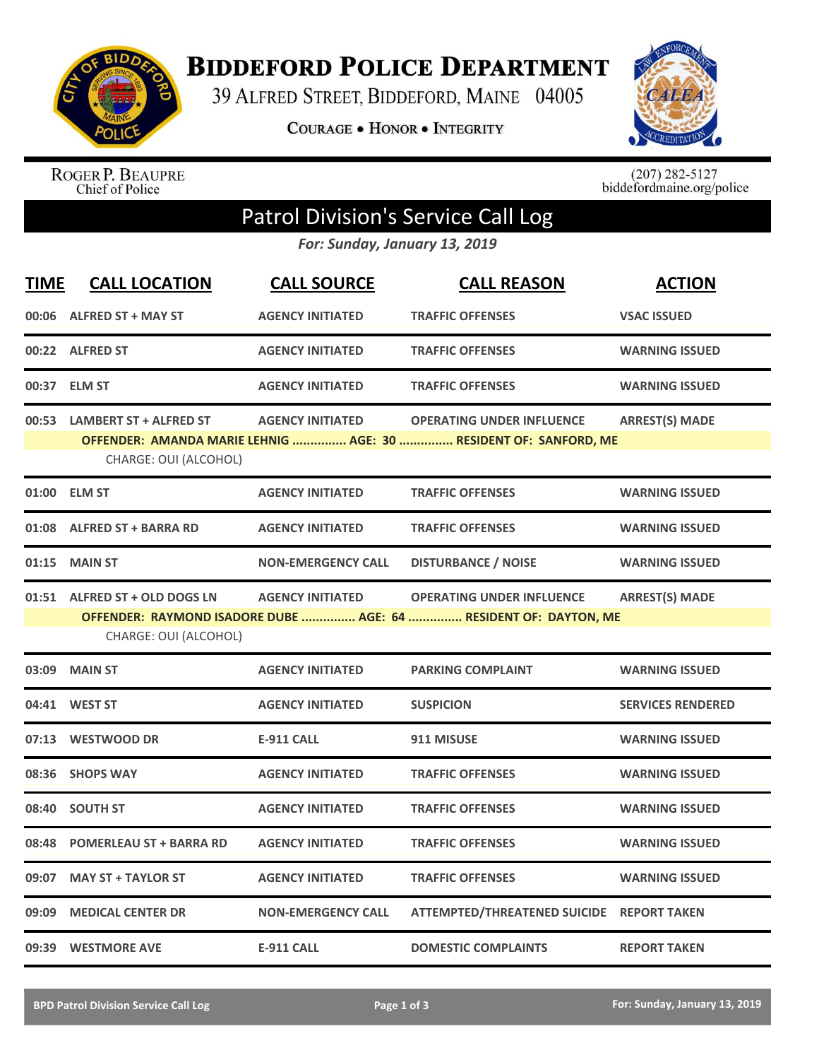# BIDDEFORD POLICE DEPARTMENT

39 ALFRED STREET, BIDDEFORD, MAINE 04005

COURAGE • HONOR • INTEGRITY

ROGER P. BEAUPRE
Chief of Police

(207) 282-5127
biddefordmaine.org/police

## Patrol Division's Service Call Log

*For: Sunday, January 13, 2019*

| TIME | CALL LOCATION | CALL SOURCE | CALL REASON | ACTION |
|---|---|---|---|---|
| 00:06 | ALFRED ST + MAY ST | AGENCY INITIATED | TRAFFIC OFFENSES | VSAC ISSUED |
| 00:22 | ALFRED ST | AGENCY INITIATED | TRAFFIC OFFENSES | WARNING ISSUED |
| 00:37 | ELM ST | AGENCY INITIATED | TRAFFIC OFFENSES | WARNING ISSUED |
| 00:53 | LAMBERT ST + ALFRED ST | AGENCY INITIATED | OPERATING UNDER INFLUENCE | ARREST(S) MADE |
| | OFFENDER: AMANDA MARIE LEHNIG ............... AGE: 30 ............... RESIDENT OF: SANFORD, ME | | | |
| | CHARGE: OUI (ALCOHOL) | | | |
| 01:00 | ELM ST | AGENCY INITIATED | TRAFFIC OFFENSES | WARNING ISSUED |
| 01:08 | ALFRED ST + BARRA RD | AGENCY INITIATED | TRAFFIC OFFENSES | WARNING ISSUED |
| 01:15 | MAIN ST | NON-EMERGENCY CALL | DISTURBANCE / NOISE | WARNING ISSUED |
| 01:51 | ALFRED ST + OLD DOGS LN | AGENCY INITIATED | OPERATING UNDER INFLUENCE | ARREST(S) MADE |
| | OFFENDER: RAYMOND ISADORE DUBE ............... AGE: 64 ............... RESIDENT OF: DAYTON, ME | | | |
| | CHARGE: OUI (ALCOHOL) | | | |
| 03:09 | MAIN ST | AGENCY INITIATED | PARKING COMPLAINT | WARNING ISSUED |
| 04:41 | WEST ST | AGENCY INITIATED | SUSPICION | SERVICES RENDERED |
| 07:13 | WESTWOOD DR | E-911 CALL | 911 MISUSE | WARNING ISSUED |
| 08:36 | SHOPS WAY | AGENCY INITIATED | TRAFFIC OFFENSES | WARNING ISSUED |
| 08:40 | SOUTH ST | AGENCY INITIATED | TRAFFIC OFFENSES | WARNING ISSUED |
| 08:48 | POMERLEAU ST + BARRA RD | AGENCY INITIATED | TRAFFIC OFFENSES | WARNING ISSUED |
| 09:07 | MAY ST + TAYLOR ST | AGENCY INITIATED | TRAFFIC OFFENSES | WARNING ISSUED |
| 09:09 | MEDICAL CENTER DR | NON-EMERGENCY CALL | ATTEMPTED/THREATENED SUICIDE | REPORT TAKEN |
| 09:39 | WESTMORE AVE | E-911 CALL | DOMESTIC COMPLAINTS | REPORT TAKEN |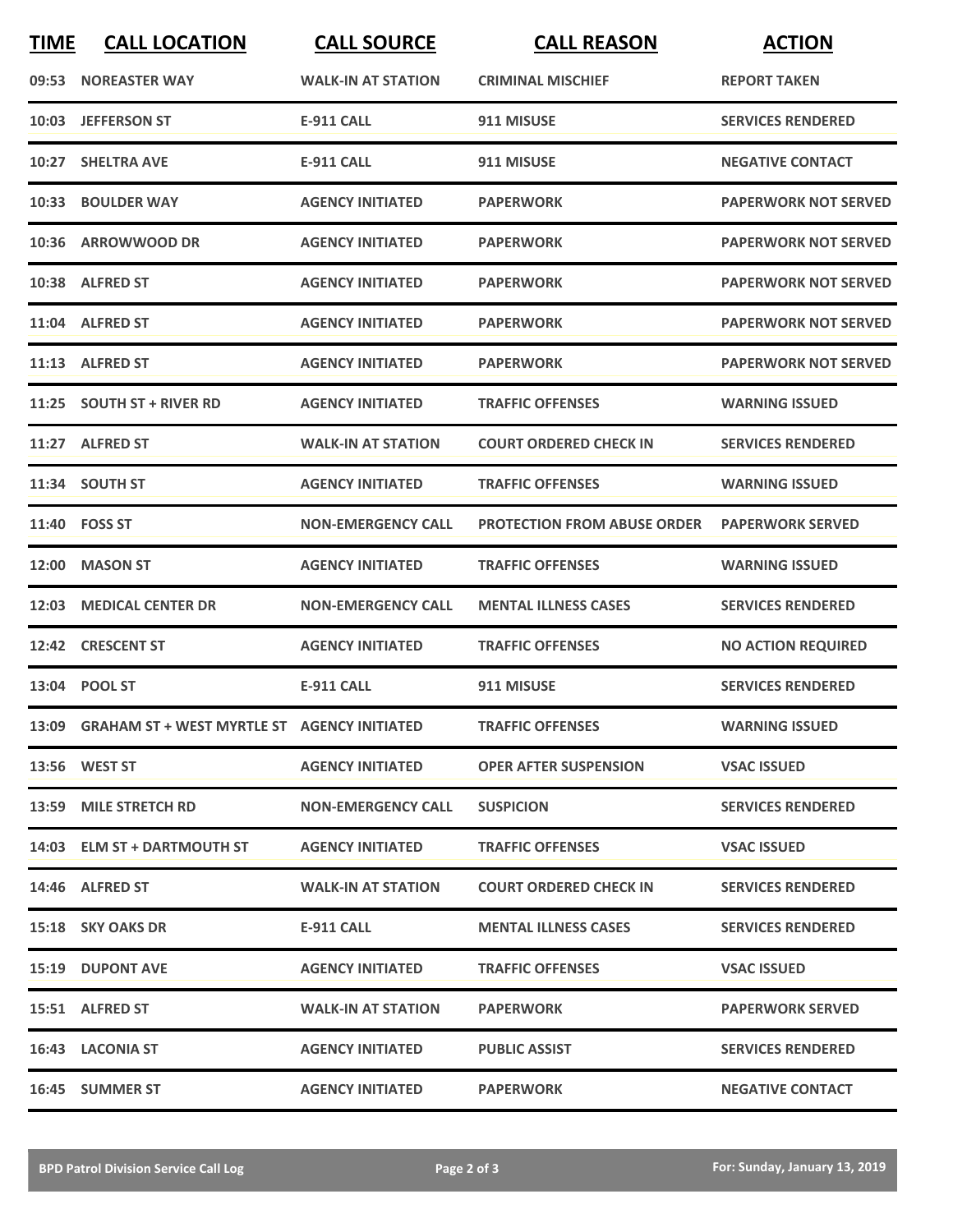| TIME | CALL LOCATION | CALL SOURCE | CALL REASON | ACTION |
|---|---|---|---|---|
| 09:53 | NOREASTER WAY | WALK-IN AT STATION | CRIMINAL MISCHIEF | REPORT TAKEN |
| 10:03 | JEFFERSON ST | E-911 CALL | 911 MISUSE | SERVICES RENDERED |
| 10:27 | SHELTRA AVE | E-911 CALL | 911 MISUSE | NEGATIVE CONTACT |
| 10:33 | BOULDER WAY | AGENCY INITIATED | PAPERWORK | PAPERWORK NOT SERVED |
| 10:36 | ARROWWOOD DR | AGENCY INITIATED | PAPERWORK | PAPERWORK NOT SERVED |
| 10:38 | ALFRED ST | AGENCY INITIATED | PAPERWORK | PAPERWORK NOT SERVED |
| 11:04 | ALFRED ST | AGENCY INITIATED | PAPERWORK | PAPERWORK NOT SERVED |
| 11:13 | ALFRED ST | AGENCY INITIATED | PAPERWORK | PAPERWORK NOT SERVED |
| 11:25 | SOUTH ST + RIVER RD | AGENCY INITIATED | TRAFFIC OFFENSES | WARNING ISSUED |
| 11:27 | ALFRED ST | WALK-IN AT STATION | COURT ORDERED CHECK IN | SERVICES RENDERED |
| 11:34 | SOUTH ST | AGENCY INITIATED | TRAFFIC OFFENSES | WARNING ISSUED |
| 11:40 | FOSS ST | NON-EMERGENCY CALL | PROTECTION FROM ABUSE ORDER | PAPERWORK SERVED |
| 12:00 | MASON ST | AGENCY INITIATED | TRAFFIC OFFENSES | WARNING ISSUED |
| 12:03 | MEDICAL CENTER DR | NON-EMERGENCY CALL | MENTAL ILLNESS CASES | SERVICES RENDERED |
| 12:42 | CRESCENT ST | AGENCY INITIATED | TRAFFIC OFFENSES | NO ACTION REQUIRED |
| 13:04 | POOL ST | E-911 CALL | 911 MISUSE | SERVICES RENDERED |
| 13:09 | GRAHAM ST + WEST MYRTLE ST | AGENCY INITIATED | TRAFFIC OFFENSES | WARNING ISSUED |
| 13:56 | WEST ST | AGENCY INITIATED | OPER AFTER SUSPENSION | VSAC ISSUED |
| 13:59 | MILE STRETCH RD | NON-EMERGENCY CALL | SUSPICION | SERVICES RENDERED |
| 14:03 | ELM ST + DARTMOUTH ST | AGENCY INITIATED | TRAFFIC OFFENSES | VSAC ISSUED |
| 14:46 | ALFRED ST | WALK-IN AT STATION | COURT ORDERED CHECK IN | SERVICES RENDERED |
| 15:18 | SKY OAKS DR | E-911 CALL | MENTAL ILLNESS CASES | SERVICES RENDERED |
| 15:19 | DUPONT AVE | AGENCY INITIATED | TRAFFIC OFFENSES | VSAC ISSUED |
| 15:51 | ALFRED ST | WALK-IN AT STATION | PAPERWORK | PAPERWORK SERVED |
| 16:43 | LACONIA ST | AGENCY INITIATED | PUBLIC ASSIST | SERVICES RENDERED |
| 16:45 | SUMMER ST | AGENCY INITIATED | PAPERWORK | NEGATIVE CONTACT |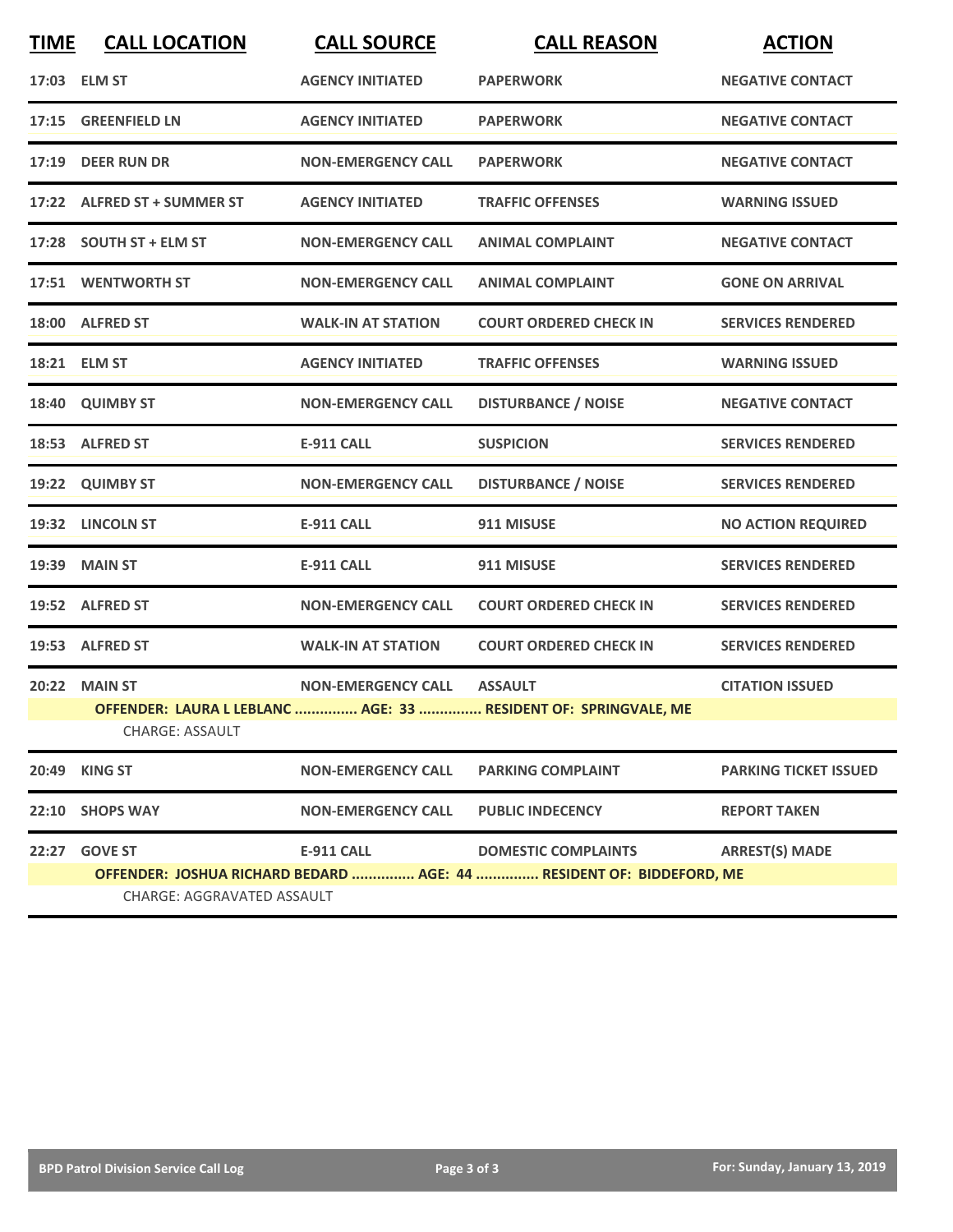| TIME | CALL LOCATION | CALL SOURCE | CALL REASON | ACTION |
|---|---|---|---|---|
| 17:03 | ELM ST | AGENCY INITIATED | PAPERWORK | NEGATIVE CONTACT |
| 17:15 | GREENFIELD LN | AGENCY INITIATED | PAPERWORK | NEGATIVE CONTACT |
| 17:19 | DEER RUN DR | NON-EMERGENCY CALL | PAPERWORK | NEGATIVE CONTACT |
| 17:22 | ALFRED ST + SUMMER ST | AGENCY INITIATED | TRAFFIC OFFENSES | WARNING ISSUED |
| 17:28 | SOUTH ST + ELM ST | NON-EMERGENCY CALL | ANIMAL COMPLAINT | NEGATIVE CONTACT |
| 17:51 | WENTWORTH ST | NON-EMERGENCY CALL | ANIMAL COMPLAINT | GONE ON ARRIVAL |
| 18:00 | ALFRED ST | WALK-IN AT STATION | COURT ORDERED CHECK IN | SERVICES RENDERED |
| 18:21 | ELM ST | AGENCY INITIATED | TRAFFIC OFFENSES | WARNING ISSUED |
| 18:40 | QUIMBY ST | NON-EMERGENCY CALL | DISTURBANCE / NOISE | NEGATIVE CONTACT |
| 18:53 | ALFRED ST | E-911 CALL | SUSPICION | SERVICES RENDERED |
| 19:22 | QUIMBY ST | NON-EMERGENCY CALL | DISTURBANCE / NOISE | SERVICES RENDERED |
| 19:32 | LINCOLN ST | E-911 CALL | 911 MISUSE | NO ACTION REQUIRED |
| 19:39 | MAIN ST | E-911 CALL | 911 MISUSE | SERVICES RENDERED |
| 19:52 | ALFRED ST | NON-EMERGENCY CALL | COURT ORDERED CHECK IN | SERVICES RENDERED |
| 19:53 | ALFRED ST | WALK-IN AT STATION | COURT ORDERED CHECK IN | SERVICES RENDERED |
| 20:22 | MAIN ST | NON-EMERGENCY CALL | ASSAULT | CITATION ISSUED |
| | OFFENDER: LAURA L LEBLANC ............... AGE: 33 ............... RESIDENT OF: SPRINGVALE, ME | | | |
| | CHARGE: ASSAULT | | | |
| 20:49 | KING ST | NON-EMERGENCY CALL | PARKING COMPLAINT | PARKING TICKET ISSUED |
| 22:10 | SHOPS WAY | NON-EMERGENCY CALL | PUBLIC INDECENCY | REPORT TAKEN |
| 22:27 | GOVE ST | E-911 CALL | DOMESTIC COMPLAINTS | ARREST(S) MADE |
| | OFFENDER: JOSHUA RICHARD BEDARD ............... AGE: 44 ............... RESIDENT OF: BIDDEFORD, ME | | | |
| | CHARGE: AGGRAVATED ASSAULT | | | |

BPD Patrol Division Service Call Log

For: Sunday, January 13, 2019